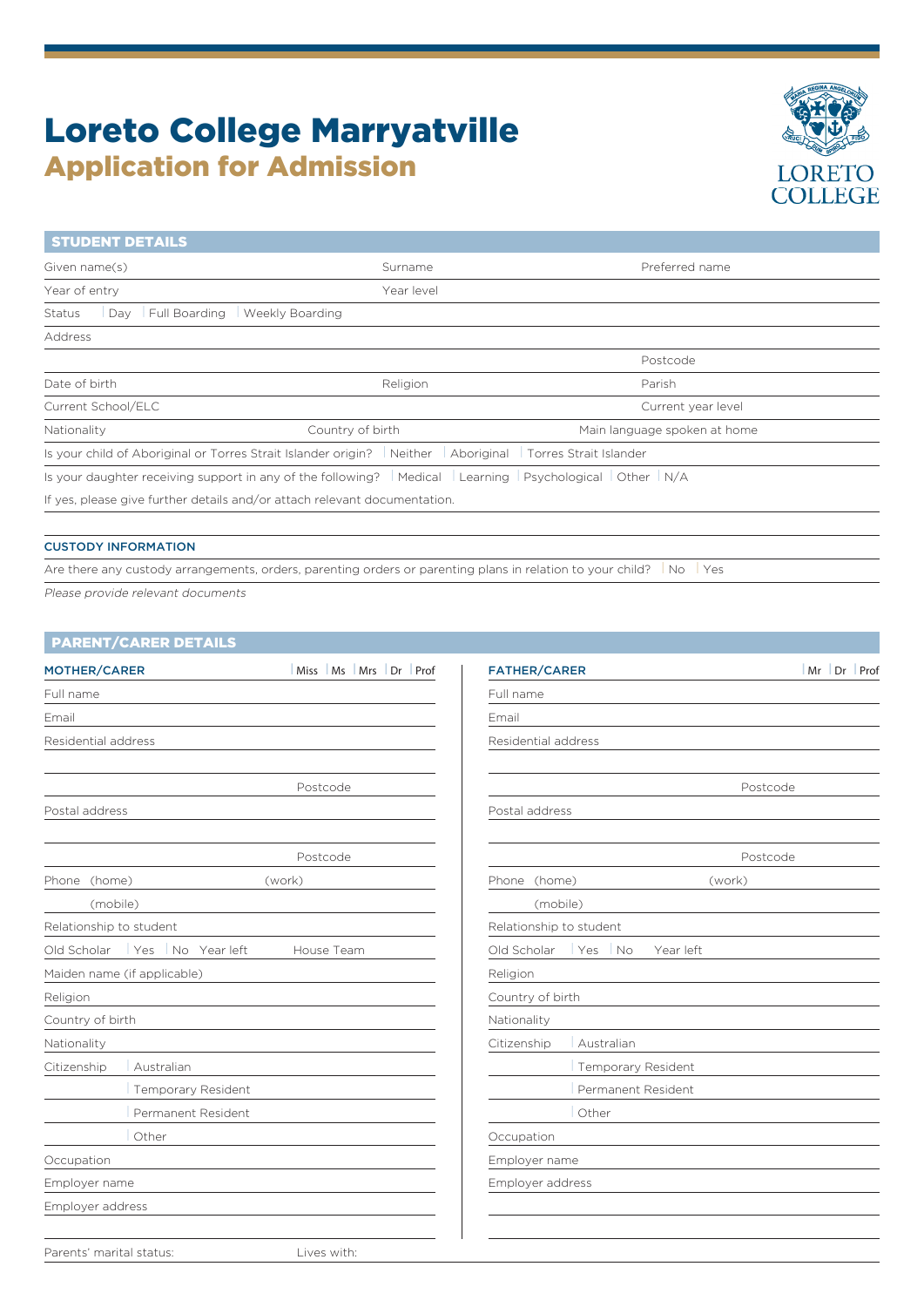# Loreto College Marryatville

## Application for Admission

LORETO COLLEGE

## STUDENT DETAILS

Given name(s) Surname Preferred name

Year of entry Year level

Status | Day | Full Boarding | Weekly Boarding

Address

Postcode

Date of birth Religion Parish

Current School/ELC Current year level

Nationality Country of birth Main language spoken at home

Is your child of Aboriginal or Torres Strait Islander origin? | Neither | Aboriginal | Torres Strait Islander

Is your daughter receiving support in any of the following? | Medical | Learning | Psychological | Other | N/A

If yes, please give further details and/or attach relevant documentation.

### CUSTODY INFORMATION

Are there any custody arrangements, orders, parenting orders or parenting plans in relation to your child? | No | Yes

*Please provide relevant documents*

## PARENT/CARER DETAILS

### MOTHER/CARER

| Miss | Ms | Mrs | Dr | Prof

Full name

Email

Residential address

Postcode

Postal address

Postcode

Phone (home) (work)

(mobile)

Relationship to student

Old Scholar | Yes | No Year left House Team

Maiden name (if applicable)

Religion

Country of birth

Nationality

Citizenship | Australian

| Temporary Resident

| Permanent Resident

| Other

Occupation

Employer name

Employer address

### FATHER/CARER

| Mr | Dr | Prof

Full name

Email

Residential address

Postcode

Postal address

Postcode

Phone (home) (work)

(mobile)

Relationship to student

Old Scholar | Yes | No Year left

Religion

Country of birth

Nationality

Citizenship | Australian

| Temporary Resident

| Permanent Resident

| Other

Occupation

Employer name

Employer address

Parents' marital status: Lives with: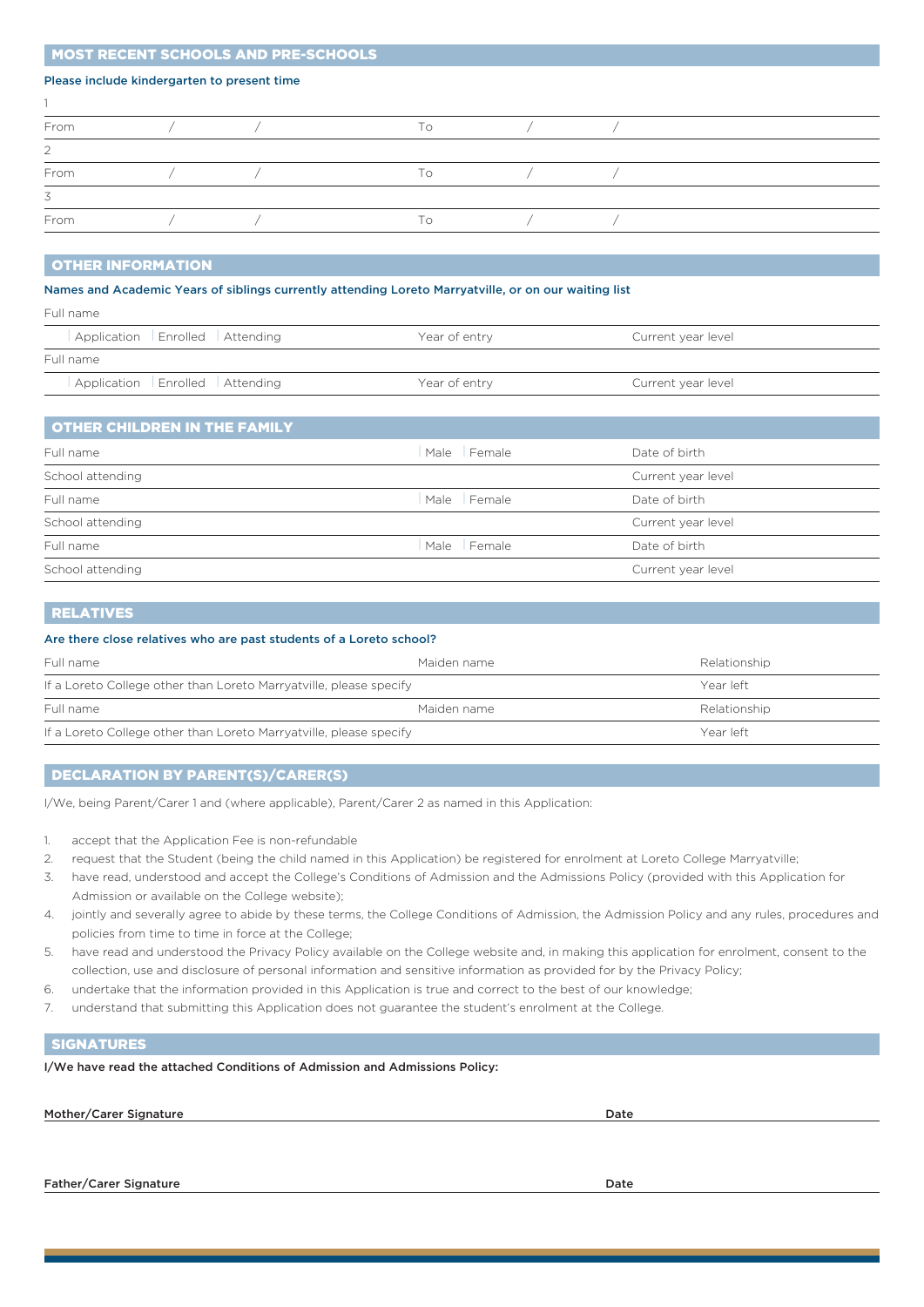## MOST RECENT SCHOOLS AND PRE-SCHOOLS

**Please include kindergarten to present time**

1

From / / To / /

2

From / / To / /

3

From / / To / /

## OTHER INFORMATION

**Names and Academic Years of siblings currently attending Loreto Marryatville, or on our waiting list**

Full name

| Application | Enrolled | Attending | Year of entry | Current year level |

Full name

| Application | Enrolled | Attending | Year of entry | Current year level |

## OTHER CHILDREN IN THE FAMILY

| Full name | Male / Female | Date of birth |
|---|---|---|
| School attending | | Current year level |
| Full name | Male / Female | Date of birth |
| School attending | | Current year level |
| Full name | Male / Female | Date of birth |
| School attending | | Current year level |

## RELATIVES

**Are there close relatives who are past students of a Loreto school?**

| Full name | Maiden name | Relationship |
|---|---|---|
| If a Loreto College other than Loreto Marryatville, please specify | | Year left |
| Full name | Maiden name | Relationship |
| If a Loreto College other than Loreto Marryatville, please specify | | Year left |

## DECLARATION BY PARENT(S)/CARER(S)

I/We, being Parent/Carer 1 and (where applicable), Parent/Carer 2 as named in this Application:

1. accept that the Application Fee is non-refundable
2. request that the Student (being the child named in this Application) be registered for enrolment at Loreto College Marryatville;
3. have read, understood and accept the College's Conditions of Admission and the Admissions Policy (provided with this Application for Admission or available on the College website);
4. jointly and severally agree to abide by these terms, the College Conditions of Admission, the Admission Policy and any rules, procedures and policies from time to time in force at the College;
5. have read and understood the Privacy Policy available on the College website and, in making this application for enrolment, consent to the collection, use and disclosure of personal information and sensitive information as provided for by the Privacy Policy;
6. undertake that the information provided in this Application is true and correct to the best of our knowledge;
7. understand that submitting this Application does not guarantee the student's enrolment at the College.

## SIGNATURES

**I/We have read the attached Conditions of Admission and Admissions Policy:**

**Mother/Carer Signature** **Date**

**Father/Carer Signature** **Date**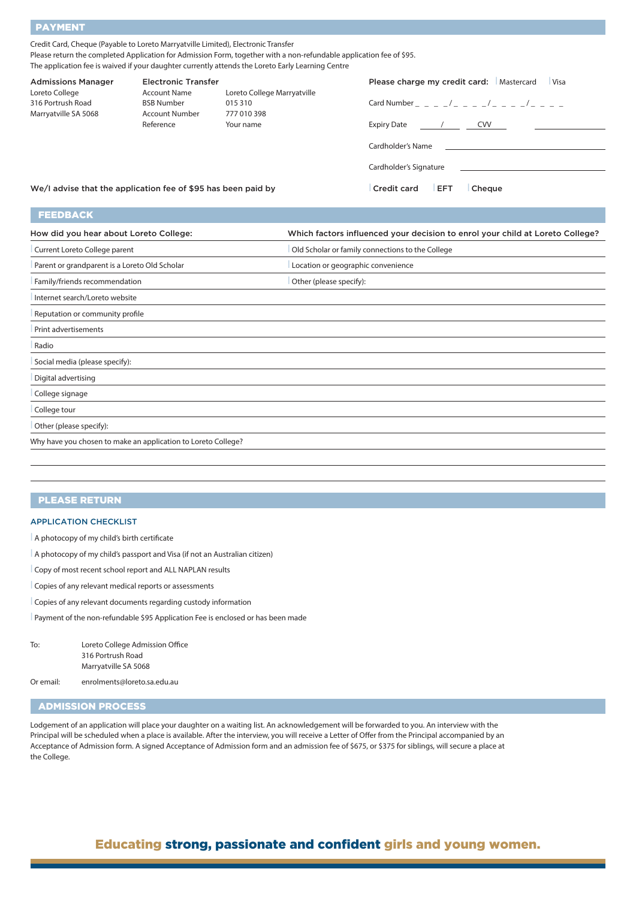## PAYMENT

Credit Card, Cheque (Payable to Loreto Marryatville Limited), Electronic Transfer
Please return the completed Application for Admission Form, together with a non-refundable application fee of $95.
The application fee is waived if your daughter currently attends the Loreto Early Learning Centre

**Admissions Manager**
Loreto College
316 Portrush Road
Marryatville SA 5068

**Electronic Transfer**

| | |
|---|---|
| Account Name | Loreto College Marryatville |
| BSB Number | 015 310 |
| Account Number | 777 010 398 |
| Reference | Your name |

**Please charge my credit card:** ☐ Mastercard ☐ Visa

Card Number _ _ _ _/_ _ _ _/_ _ _ _/_ _ _ _

Expiry Date ___ / ___ CVV ______

Cardholder's Name ______________________

Cardholder's Signature ______________________

**We/I advise that the application fee of $95 has been paid by** ☐ **Credit card** ☐ **EFT** ☐ **Cheque**

## FEEDBACK

**How did you hear about Loreto College:**

- ☐ Current Loreto College parent
- ☐ Parent or grandparent is a Loreto Old Scholar
- ☐ Family/friends recommendation
- ☐ Internet search/Loreto website
- ☐ Reputation or community profile
- ☐ Print advertisements
- ☐ Radio
- ☐ Social media (please specify):
- ☐ Digital advertising
- ☐ College signage
- ☐ College tour
- ☐ Other (please specify):

**Which factors influenced your decision to enrol your child at Loreto College?**

- ☐ Old Scholar or family connections to the College
- ☐ Location or geographic convenience
- ☐ Other (please specify):

Why have you chosen to make an application to Loreto College?

______________________

______________________

## PLEASE RETURN

### APPLICATION CHECKLIST

- ☐ A photocopy of my child's birth certificate
- ☐ A photocopy of my child's passport and Visa (if not an Australian citizen)
- ☐ Copy of most recent school report and ALL NAPLAN results
- ☐ Copies of any relevant medical reports or assessments
- ☐ Copies of any relevant documents regarding custody information
- ☐ Payment of the non-refundable $95 Application Fee is enclosed or has been made

To: Loreto College Admission Office
316 Portrush Road
Marryatville SA 5068

Or email: enrolments@loreto.sa.edu.au

## ADMISSION PROCESS

Lodgement of an application will place your daughter on a waiting list. An acknowledgement will be forwarded to you. An interview with the Principal will be scheduled when a place is available. After the interview, you will receive a Letter of Offer from the Principal accompanied by an Acceptance of Admission form. A signed Acceptance of Admission form and an admission fee of $675, or $375 for siblings, will secure a place at the College.

**Educating strong, passionate and confident girls and young women.**